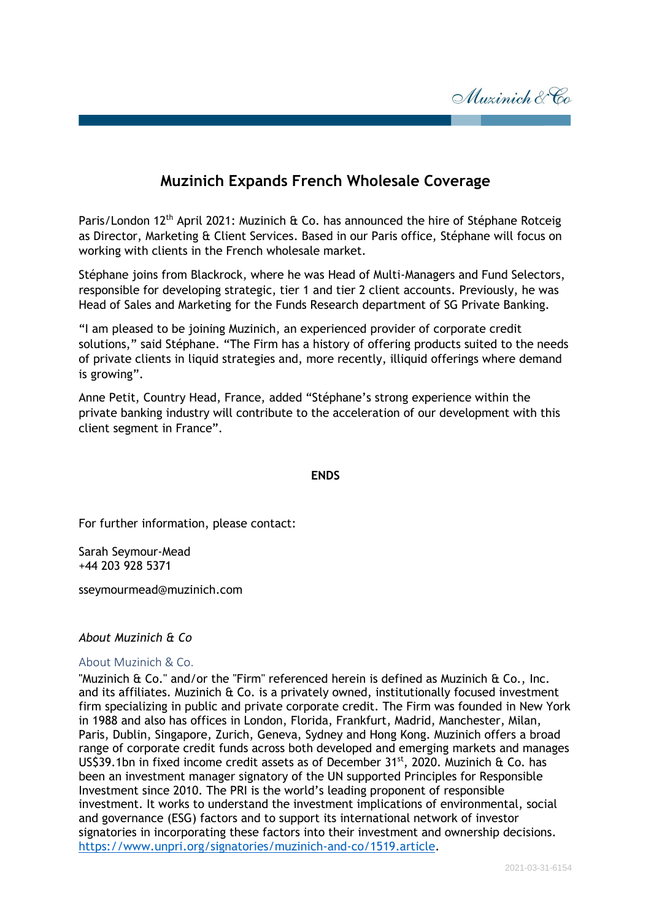# Muzinich Expands French Wholesale Coverage

Paris/London 12th April 2021: Muzinich & Co. has announced the hire of Stéphane Rotceig as Director, Marketing & Client Services. Based in our Paris office, Stéphane will focus on working with clients in the French wholesale market.

Stéphane joins from Blackrock, where he was Head of Multi-Managers and Fund Selectors, responsible for developing strategic, tier 1 and tier 2 client accounts. Previously, he was Head of Sales and Marketing for the Funds Research department of SG Private Banking.

"I am pleased to be joining Muzinich, an experienced provider of corporate credit solutions," said Stéphane. "The Firm has a history of offering products suited to the needs of private clients in liquid strategies and, more recently, illiquid offerings where demand is growing".

Anne Petit, Country Head, France, added "Stéphane's strong experience within the private banking industry will contribute to the acceleration of our development with this client segment in France".

**ENDS**

For further information, please contact:

Sarah Seymour-Mead
+44 203 928 5371

sseymourmead@muzinich.com

*About Muzinich & Co*

About Muzinich & Co.

"Muzinich & Co." and/or the "Firm" referenced herein is defined as Muzinich & Co., Inc. and its affiliates. Muzinich & Co. is a privately owned, institutionally focused investment firm specializing in public and private corporate credit. The Firm was founded in New York in 1988 and also has offices in London, Florida, Frankfurt, Madrid, Manchester, Milan, Paris, Dublin, Singapore, Zurich, Geneva, Sydney and Hong Kong. Muzinich offers a broad range of corporate credit funds across both developed and emerging markets and manages US$39.1bn in fixed income credit assets as of December 31st, 2020. Muzinich & Co. has been an investment manager signatory of the UN supported Principles for Responsible Investment since 2010. The PRI is the world's leading proponent of responsible investment. It works to understand the investment implications of environmental, social and governance (ESG) factors and to support its international network of investor signatories in incorporating these factors into their investment and ownership decisions. https://www.unpri.org/signatories/muzinich-and-co/1519.article.

2021-03-31-6154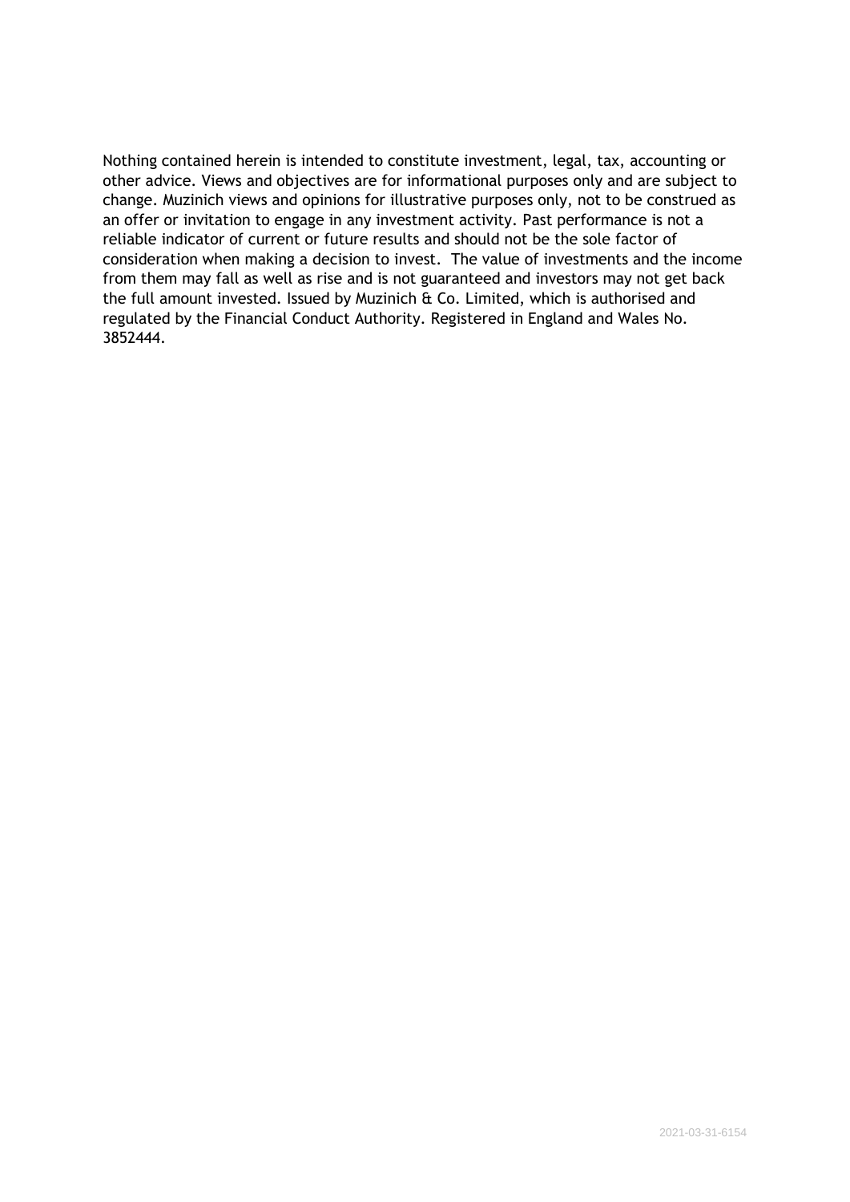Nothing contained herein is intended to constitute investment, legal, tax, accounting or other advice. Views and objectives are for informational purposes only and are subject to change. Muzinich views and opinions for illustrative purposes only, not to be construed as an offer or invitation to engage in any investment activity. Past performance is not a reliable indicator of current or future results and should not be the sole factor of consideration when making a decision to invest. The value of investments and the income from them may fall as well as rise and is not guaranteed and investors may not get back the full amount invested. Issued by Muzinich & Co. Limited, which is authorised and regulated by the Financial Conduct Authority. Registered in England and Wales No. 3852444.

2021-03-31-6154